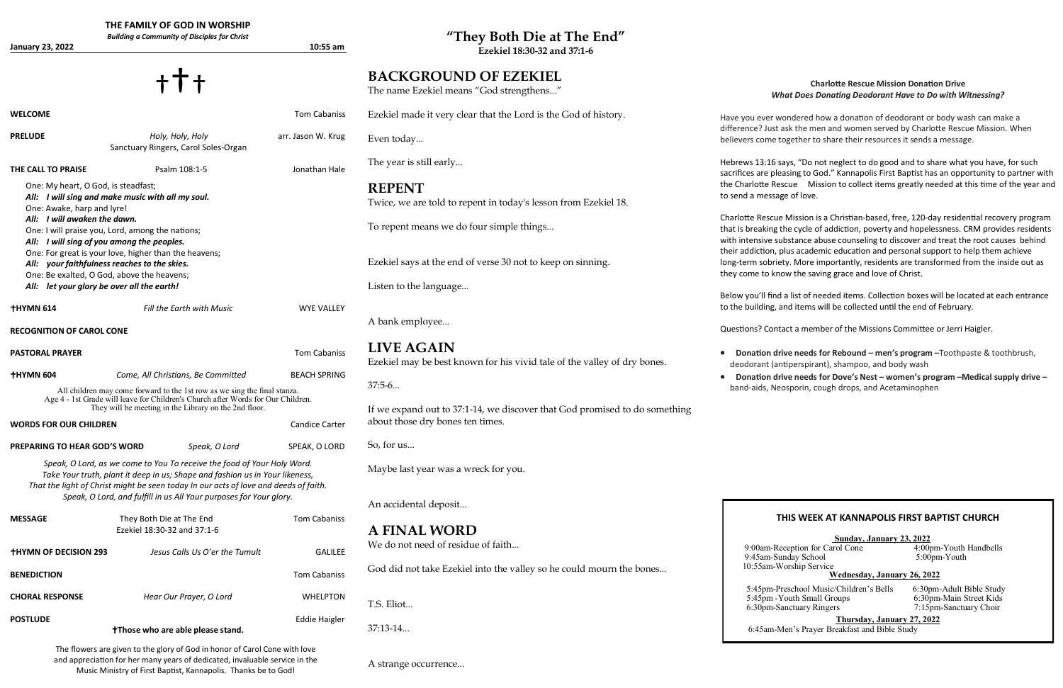# THE FAMILY OF GOD IN WORSHIP

*Building a Community of Disciples for Christ*

**January 23, 2022** — **10:55 am**

† † †

| | | |
|---|---|---|
| **WELCOME** | | Tom Cabaniss |
| **PRELUDE** | *Holy, Holy, Holy* Sanctuary Ringers, Carol Soles-Organ | arr. Jason W. Krug |
| **THE CALL TO PRAISE** | Psalm 108:1-5 | Jonathan Hale |

One: My heart, O God, is steadfast;
***All: I will sing and make music with all my soul.***
One: Awake, harp and lyre!
***All: I will awaken the dawn.***
One: I will praise you, Lord, among the nations;
***All: I will sing of you among the peoples.***
One: For great is your love, higher than the heavens;
***All: your faithfulness reaches to the skies.***
One: Be exalted, O God, above the heavens;
***All: let your glory be over all the earth!***

| | | |
|---|---|---|
| **†HYMN 614** | *Fill the Earth with Music* | WYE VALLEY |
| **RECOGNITION OF CAROL CONE** | | |
| **PASTORAL PRAYER** | | Tom Cabaniss |
| **†HYMN 604** | *Come, All Christians, Be Committed* | BEACH SPRING |

All children may come forward to the 1st row as we sing the final stanza.
Age 4 - 1st Grade will leave for Children's Church after Words for Our Children.
They will be meeting in the Library on the 2nd floor.

| | | |
|---|---|---|
| **WORDS FOR OUR CHILDREN** | | Candice Carter |
| **PREPARING TO HEAR GOD'S WORD** | *Speak, O Lord* | SPEAK, O LORD |

*Speak, O Lord, as we come to You To receive the food of Your Holy Word.*
*Take Your truth, plant it deep in us; Shape and fashion us in Your likeness,*
*That the light of Christ might be seen today In our acts of love and deeds of faith.*
*Speak, O Lord, and fulfill in us All Your purposes for Your glory.*

| | | |
|---|---|---|
| **MESSAGE** | They Both Die at The End Ezekiel 18:30-32 and 37:1-6 | Tom Cabaniss |
| **†HYMN OF DECISION 293** | *Jesus Calls Us O'er the Tumult* | GALILEE |
| **BENEDICTION** | | Tom Cabaniss |
| **CHORAL RESPONSE** | *Hear Our Prayer, O Lord* | WHELPTON |
| **POSTLUDE** | | Eddie Haigler |

**†Those who are able please stand.**

The flowers are given to the glory of God in honor of Carol Cone with love and appreciation for her many years of dedicated, invaluable service in the Music Ministry of First Baptist, Kannapolis. Thanks be to God!

# "They Both Die at The End"

**Ezekiel 18:30-32 and 37:1-6**

## BACKGROUND OF EZEKIEL

The name Ezekiel means "God strengthens..."

Ezekiel made it very clear that the Lord is the God of history.

Even today...

The year is still early...

## REPENT

Twice, we are told to repent in today's lesson from Ezekiel 18.

To repent means we do four simple things...

Ezekiel says at the end of verse 30 not to keep on sinning.

Listen to the language...

A bank employee...

## LIVE AGAIN

Ezekiel may be best known for his vivid tale of the valley of dry bones.

37:5-6...

If we expand out to 37:1-14, we discover that God promised to do something about those dry bones ten times.

So, for us...

Maybe last year was a wreck for you.

An accidental deposit...

## A FINAL WORD

We do not need of residue of faith...

God did not take Ezekiel into the valley so he could mourn the bones...

T.S. Eliot...

37:13-14...

A strange occurrence...

### Charlotte Rescue Mission Donation Drive

***What Does Donating Deodorant Have to Do with Witnessing?***

Have you ever wondered how a donation of deodorant or body wash can make a difference? Just ask the men and women served by Charlotte Rescue Mission. When believers come together to share their resources it sends a message.

Hebrews 13:16 says, "Do not neglect to do good and to share what you have, for such sacrifices are pleasing to God." Kannapolis First Baptist has an opportunity to partner with the Charlotte Rescue Mission to collect items greatly needed at this time of the year and to send a message of love.

Charlotte Rescue Mission is a Christian-based, free, 120-day residential recovery program that is breaking the cycle of addiction, poverty and hopelessness. CRM provides residents with intensive substance abuse counseling to discover and treat the root causes behind their addiction, plus academic education and personal support to help them achieve long-term sobriety. More importantly, residents are transformed from the inside out as they come to know the saving grace and love of Christ.

Below you'll find a list of needed items. Collection boxes will be located at each entrance to the building, and items will be collected until the end of February.

Questions? Contact a member of the Missions Committee or Jerri Haigler.

- **Donation drive needs for Rebound – men's program –** Toothpaste & toothbrush, deodorant (antiperspirant), shampoo, and body wash
- **Donation drive needs for Dove's Nest – women's program – Medical supply drive –** band-aids, Neosporin, cough drops, and Acetaminophen

### THIS WEEK AT KANNAPOLIS FIRST BAPTIST CHURCH

**Sunday, January 23, 2022**

| | |
|---|---|
| 9:00am-Reception for Carol Cone | 4:00pm-Youth Handbells |
| 9:45am-Sunday School | 5:00pm-Youth |
| 10:55am-Worship Service | |

**Wednesday, January 26, 2022**

| | |
|---|---|
| 5:45pm-Preschool Music/Children's Bells | 6:30pm-Adult Bible Study |
| 5:45pm -Youth Small Groups | 6:30pm-Main Street Kids |
| 6:30pm-Sanctuary Ringers | 7:15pm-Sanctuary Choir |

**Thursday, January 27, 2022**

6:45am-Men's Prayer Breakfast and Bible Study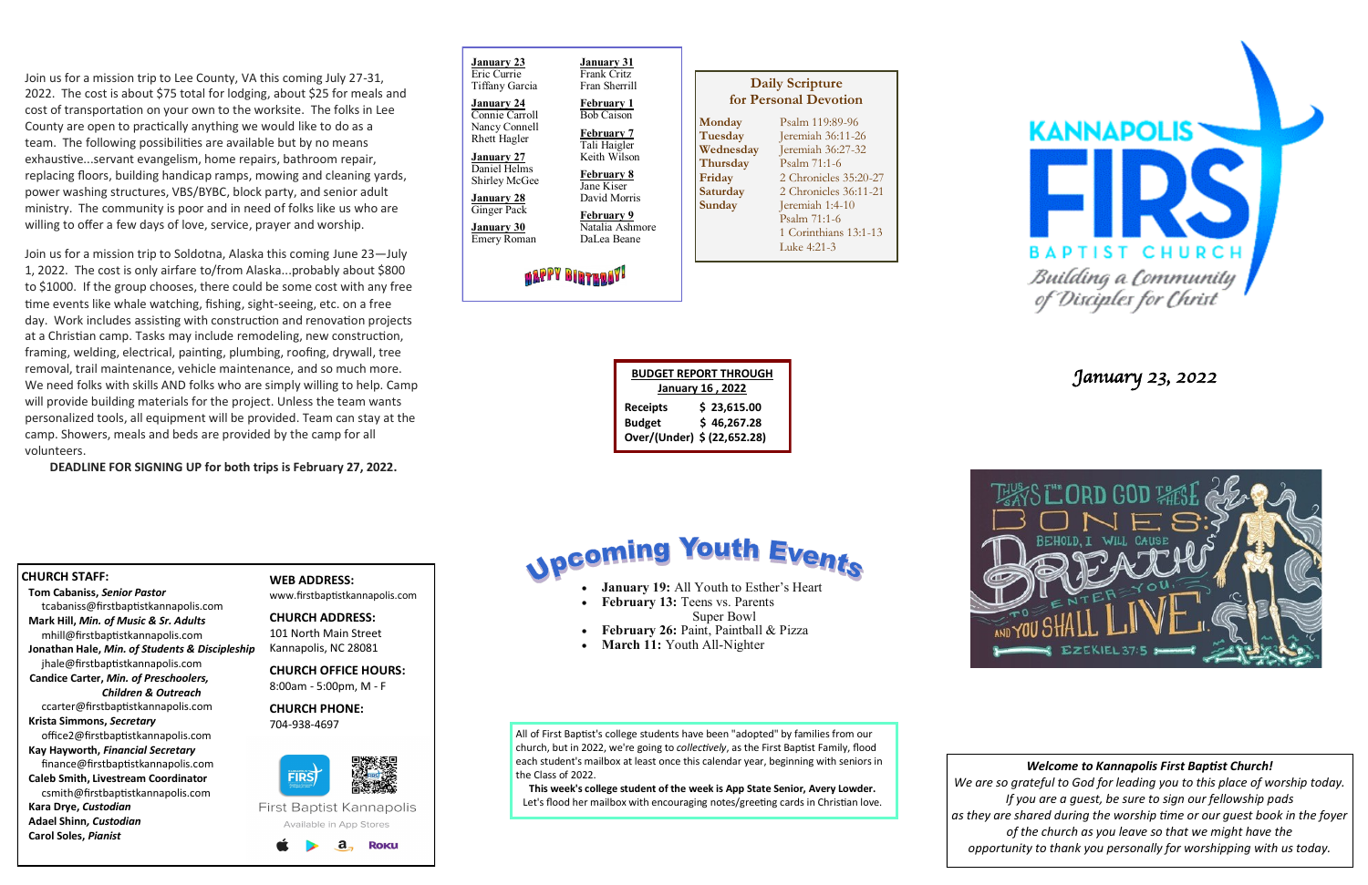Join us for a mission trip to Lee County, VA this coming July 27-31, 2022. The cost is about $75 total for lodging, about $25 for meals and cost of transportation on your own to the worksite. The folks in Lee County are open to practically anything we would like to do as a team. The following possibilities are available but by no means exhaustive...servant evangelism, home repairs, bathroom repair, replacing floors, building handicap ramps, mowing and cleaning yards, power washing structures, VBS/BYBC, block party, and senior adult ministry. The community is poor and in need of folks like us who are willing to offer a few days of love, service, prayer and worship.

Join us for a mission trip to Soldotna, Alaska this coming June 23—July 1, 2022. The cost is only airfare to/from Alaska...probably about $800 to $1000. If the group chooses, there could be some cost with any free time events like whale watching, fishing, sight-seeing, etc. on a free day. Work includes assisting with construction and renovation projects at a Christian camp. Tasks may include remodeling, new construction, framing, welding, electrical, painting, plumbing, roofing, drywall, tree removal, trail maintenance, vehicle maintenance, and so much more. We need folks with skills AND folks who are simply willing to help. Camp will provide building materials for the project. Unless the team wants personalized tools, all equipment will be provided. Team can stay at the camp. Showers, meals and beds are provided by the camp for all volunteers.

**DEADLINE FOR SIGNING UP for both trips is February 27, 2022.**

**January 23**
Eric Currie
Tiffany Garcia

**January 24**
Connie Carroll
Nancy Connell
Rhett Hagler

**January 27**
Daniel Helms
Shirley McGee

**January 28**
Ginger Pack

**January 30**
Emery Roman

**January 31**
Frank Critz
Fran Sherrill

**February 1**
Bob Caison

**February 7**
Tali Haigler
Keith Wilson

**February 8**
Jane Kiser
David Morris

**February 9**
Natalia Ashmore
DaLea Beane

HAPPY BIRTHDAY!

## Daily Scripture for Personal Devotion

| | |
|---|---|
| Monday | Psalm 119:89-96 |
| Tuesday | Jeremiah 36:11-26 |
| Wednesday | Jeremiah 36:27-32 |
| Thursday | Psalm 71:1-6 |
| Friday | 2 Chronicles 35:20-27 |
| Saturday | 2 Chronicles 36:11-21 |
| Sunday | Jeremiah 1:4-10<br>Psalm 71:1-6<br>1 Corinthians 13:1-13<br>Luke 4:21-3 |

**BUDGET REPORT THROUGH January 16 , 2022**

| | |
|---|---|
| **Receipts** | **$ 23,615.00** |
| **Budget** | **$ 46,267.28** |
| **Over/(Under)** | **$ (22,652.28)** |

# KANNAPOLIS FIRST BAPTIST CHURCH

*Building a Community of Disciples for Christ*

*January 23, 2022*

THUS SAYS THE LORD GOD TO THESE BONES: BEHOLD, I WILL CAUSE BREATH TO ENTER YOU, AND YOU SHALL LIVE. EZEKIEL 37:5

## Upcoming Youth Events

- **January 19:** All Youth to Esther's Heart
- **February 13:** Teens vs. Parents Super Bowl
- **February 26:** Paint, Paintball & Pizza
- **March 11:** Youth All-Nighter

**CHURCH STAFF:**

**Tom Cabaniss, *Senior Pastor***
tcabaniss@firstbaptistkannapolis.com
**Mark Hill, *Min. of Music & Sr. Adults***
mhill@firstbaptistkannapolis.com
**Jonathan Hale, *Min. of Students & Discipleship***
jhale@firstbaptistkannapolis.com
**Candice Carter, *Min. of Preschoolers, Children & Outreach***
ccarter@firstbaptistkannapolis.com
**Krista Simmons, *Secretary***
office2@firstbaptistkannapolis.com
**Kay Hayworth, *Financial Secretary***
finance@firstbaptistkannapolis.com
**Caleb Smith, Livestream Coordinator**
csmith@firstbaptistkannapolis.com
**Kara Drye, *Custodian***
**Adael Shinn, *Custodian***
**Carol Soles, *Pianist***

**WEB ADDRESS:**
www.firstbaptistkannapolis.com

**CHURCH ADDRESS:**
101 North Main Street
Kannapolis, NC 28081

**CHURCH OFFICE HOURS:**
8:00am - 5:00pm, M - F

**CHURCH PHONE:**
704-938-4697

First Baptist Kannapolis
Available in App Stores

All of First Baptist's college students have been "adopted" by families from our church, but in 2022, we're going to *collectively*, as the First Baptist Family, flood each student's mailbox at least once this calendar year, beginning with seniors in the Class of 2022.

**This week's college student of the week is App State Senior, Avery Lowder.** Let's flood her mailbox with encouraging notes/greeting cards in Christian love.

***Welcome to Kannapolis First Baptist Church!***

*We are so grateful to God for leading you to this place of worship today. If you are a guest, be sure to sign our fellowship pads as they are shared during the worship time or our guest book in the foyer of the church as you leave so that we might have the opportunity to thank you personally for worshipping with us today.*